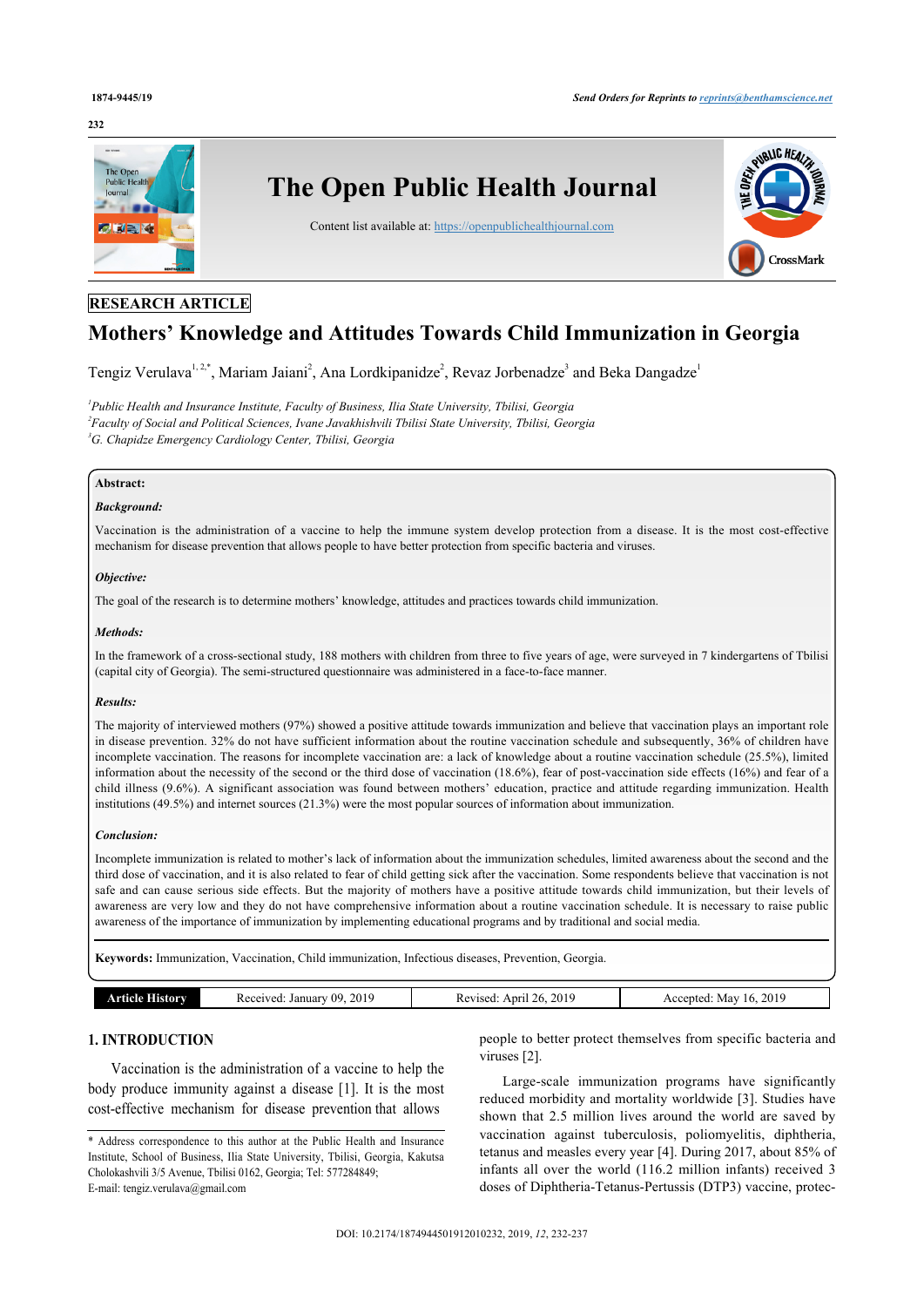RESEARCH ARTICLE

# Mothers' Knowledge and Attitudes Towards Child Immunization in Georgia

Tengiz Verulava[1, 2,*], Mariam Jaiani[2], Ana Lordkipanidze[2], Revaz Jorbenadze[3] and Beka Dangadze[1]

[1]*Public Health and Insurance Institute, Faculty of Business, Ilia State University, Tbilisi, Georgia*
[2]*Faculty of Social and Political Sciences, Ivane Javakhishvili Tbilisi State University, Tbilisi, Georgia*
[3]*G. Chapidze Emergency Cardiology Center, Tbilisi, Georgia*

**Abstract:**

***Background:***

Vaccination is the administration of a vaccine to help the immune system develop protection from a disease. It is the most cost-effective mechanism for disease prevention that allows people to have better protection from specific bacteria and viruses.

***Objective:***

The goal of the research is to determine mothers' knowledge, attitudes and practices towards child immunization.

***Methods:***

In the framework of a cross-sectional study, 188 mothers with children from three to five years of age, were surveyed in 7 kindergartens of Tbilisi (capital city of Georgia). The semi-structured questionnaire was administered in a face-to-face manner.

***Results:***

The majority of interviewed mothers (97%) showed a positive attitude towards immunization and believe that vaccination plays an important role in disease prevention. 32% do not have sufficient information about the routine vaccination schedule and subsequently, 36% of children have incomplete vaccination. The reasons for incomplete vaccination are: a lack of knowledge about a routine vaccination schedule (25.5%), limited information about the necessity of the second or the third dose of vaccination (18.6%), fear of post-vaccination side effects (16%) and fear of a child illness (9.6%). A significant association was found between mothers' education, practice and attitude regarding immunization. Health institutions (49.5%) and internet sources (21.3%) were the most popular sources of information about immunization.

***Conclusion:***

Incomplete immunization is related to mother's lack of information about the immunization schedules, limited awareness about the second and the third dose of vaccination, and it is also related to fear of child getting sick after the vaccination. Some respondents believe that vaccination is not safe and can cause serious side effects. But the majority of mothers have a positive attitude towards child immunization, but their levels of awareness are very low and they do not have comprehensive information about a routine vaccination schedule. It is necessary to raise public awareness of the importance of immunization by implementing educational programs and by traditional and social media.

**Keywords:** Immunization, Vaccination, Child immunization, Infectious diseases, Prevention, Georgia.

| Article History | Received: January 09, 2019 | Revised: April 26, 2019 | Accepted: May 16, 2019 |
|---|---|---|---|

## 1. INTRODUCTION

Vaccination is the administration of a vaccine to help the body produce immunity against a disease [1]. It is the most cost-effective mechanism for disease prevention that allows people to better protect themselves from specific bacteria and viruses [2].

Large-scale immunization programs have significantly reduced morbidity and mortality worldwide [3]. Studies have shown that 2.5 million lives around the world are saved by vaccination against tuberculosis, poliomyelitis, diphtheria, tetanus and measles every year [4]. During 2017, about 85% of infants all over the world (116.2 million infants) received 3 doses of Diphtheria-Tetanus-Pertussis (DTP3) vaccine, protec-

\* Address correspondence to this author at the Public Health and Insurance Institute, School of Business, Ilia State University, Tbilisi, Georgia, Kakutsa Cholokashvili 3/5 Avenue, Tbilisi 0162, Georgia; Tel: 577284849; E-mail: tengiz.verulava@gmail.com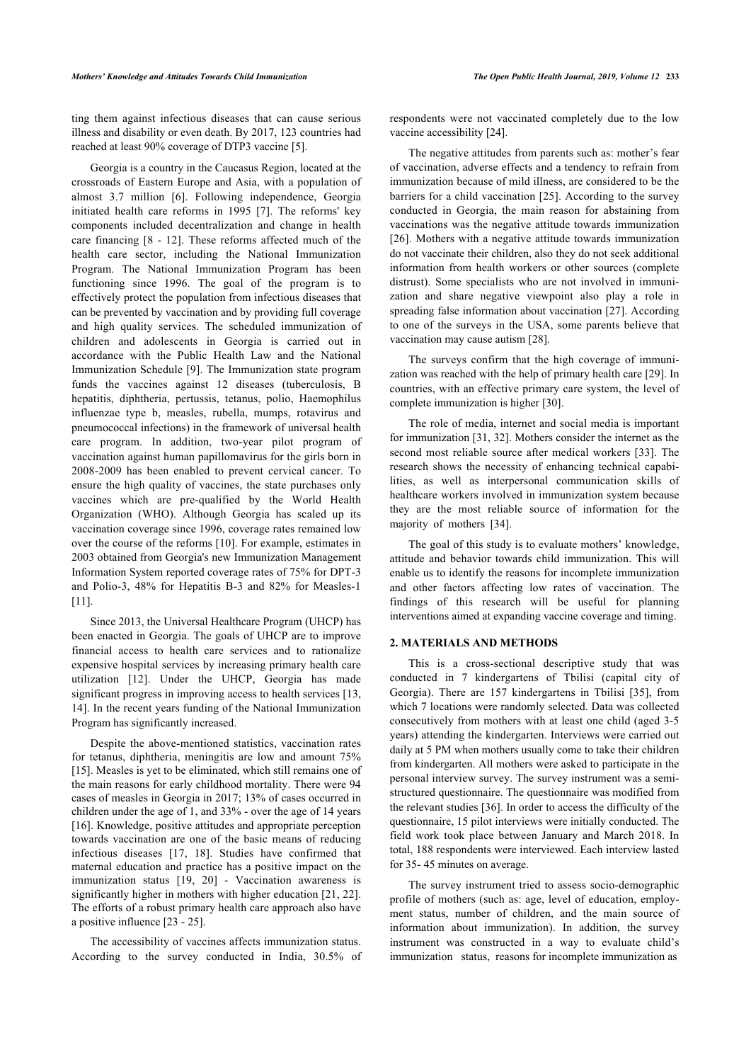ting them against infectious diseases that can cause serious illness and disability or even death. By 2017, 123 countries had reached at least 90% coverage of DTP3 vaccine [5].

Georgia is a country in the Caucasus Region, located at the crossroads of Eastern Europe and Asia, with a population of almost 3.7 million [6]. Following independence, Georgia initiated health care reforms in 1995 [7]. The reforms' key components included decentralization and change in health care financing [8 - 12]. These reforms affected much of the health care sector, including the National Immunization Program. The National Immunization Program has been functioning since 1996. The goal of the program is to effectively protect the population from infectious diseases that can be prevented by vaccination and by providing full coverage and high quality services. The scheduled immunization of children and adolescents in Georgia is carried out in accordance with the Public Health Law and the National Immunization Schedule [9]. The Immunization state program funds the vaccines against 12 diseases (tuberculosis, B hepatitis, diphtheria, pertussis, tetanus, polio, Haemophilus influenzae type b, measles, rubella, mumps, rotavirus and pneumococcal infections) in the framework of universal health care program. In addition, two-year pilot program of vaccination against human papillomavirus for the girls born in 2008-2009 has been enabled to prevent cervical cancer. To ensure the high quality of vaccines, the state purchases only vaccines which are pre-qualified by the World Health Organization (WHO). Although Georgia has scaled up its vaccination coverage since 1996, coverage rates remained low over the course of the reforms [10]. For example, estimates in 2003 obtained from Georgia's new Immunization Management Information System reported coverage rates of 75% for DPT-3 and Polio-3, 48% for Hepatitis B-3 and 82% for Measles-1 [11].

Since 2013, the Universal Healthcare Program (UHCP) has been enacted in Georgia. The goals of UHCP are to improve financial access to health care services and to rationalize expensive hospital services by increasing primary health care utilization [12]. Under the UHCP, Georgia has made significant progress in improving access to health services [13, 14]. In the recent years funding of the National Immunization Program has significantly increased.

Despite the above-mentioned statistics, vaccination rates for tetanus, diphtheria, meningitis are low and amount 75% [15]. Measles is yet to be eliminated, which still remains one of the main reasons for early childhood mortality. There were 94 cases of measles in Georgia in 2017; 13% of cases occurred in children under the age of 1, and 33% - over the age of 14 years [16]. Knowledge, positive attitudes and appropriate perception towards vaccination are one of the basic means of reducing infectious diseases [17, 18]. Studies have confirmed that maternal education and practice has a positive impact on the immunization status [19, 20] - Vaccination awareness is significantly higher in mothers with higher education [21, 22]. The efforts of a robust primary health care approach also have a positive influence [23 - 25].

The accessibility of vaccines affects immunization status. According to the survey conducted in India, 30.5% of respondents were not vaccinated completely due to the low vaccine accessibility [24].

The negative attitudes from parents such as: mother's fear of vaccination, adverse effects and a tendency to refrain from immunization because of mild illness, are considered to be the barriers for a child vaccination [25]. According to the survey conducted in Georgia, the main reason for abstaining from vaccinations was the negative attitude towards immunization [26]. Mothers with a negative attitude towards immunization do not vaccinate their children, also they do not seek additional information from health workers or other sources (complete distrust). Some specialists who are not involved in immunization and share negative viewpoint also play a role in spreading false information about vaccination [27]. According to one of the surveys in the USA, some parents believe that vaccination may cause autism [28].

The surveys confirm that the high coverage of immunization was reached with the help of primary health care [29]. In countries, with an effective primary care system, the level of complete immunization is higher [30].

The role of media, internet and social media is important for immunization [31, 32]. Mothers consider the internet as the second most reliable source after medical workers [33]. The research shows the necessity of enhancing technical capabilities, as well as interpersonal communication skills of healthcare workers involved in immunization system because they are the most reliable source of information for the majority of mothers [34].

The goal of this study is to evaluate mothers' knowledge, attitude and behavior towards child immunization. This will enable us to identify the reasons for incomplete immunization and other factors affecting low rates of vaccination. The findings of this research will be useful for planning interventions aimed at expanding vaccine coverage and timing.

## 2. MATERIALS AND METHODS

This is a cross-sectional descriptive study that was conducted in 7 kindergartens of Tbilisi (capital city of Georgia). There are 157 kindergartens in Tbilisi [35], from which 7 locations were randomly selected. Data was collected consecutively from mothers with at least one child (aged 3-5 years) attending the kindergarten. Interviews were carried out daily at 5 PM when mothers usually come to take their children from kindergarten. All mothers were asked to participate in the personal interview survey. The survey instrument was a semi-structured questionnaire. The questionnaire was modified from the relevant studies [36]. In order to access the difficulty of the questionnaire, 15 pilot interviews were initially conducted. The field work took place between January and March 2018. In total, 188 respondents were interviewed. Each interview lasted for 35- 45 minutes on average.

The survey instrument tried to assess socio-demographic profile of mothers (such as: age, level of education, employment status, number of children, and the main source of information about immunization). In addition, the survey instrument was constructed in a way to evaluate child's immunization status, reasons for incomplete immunization as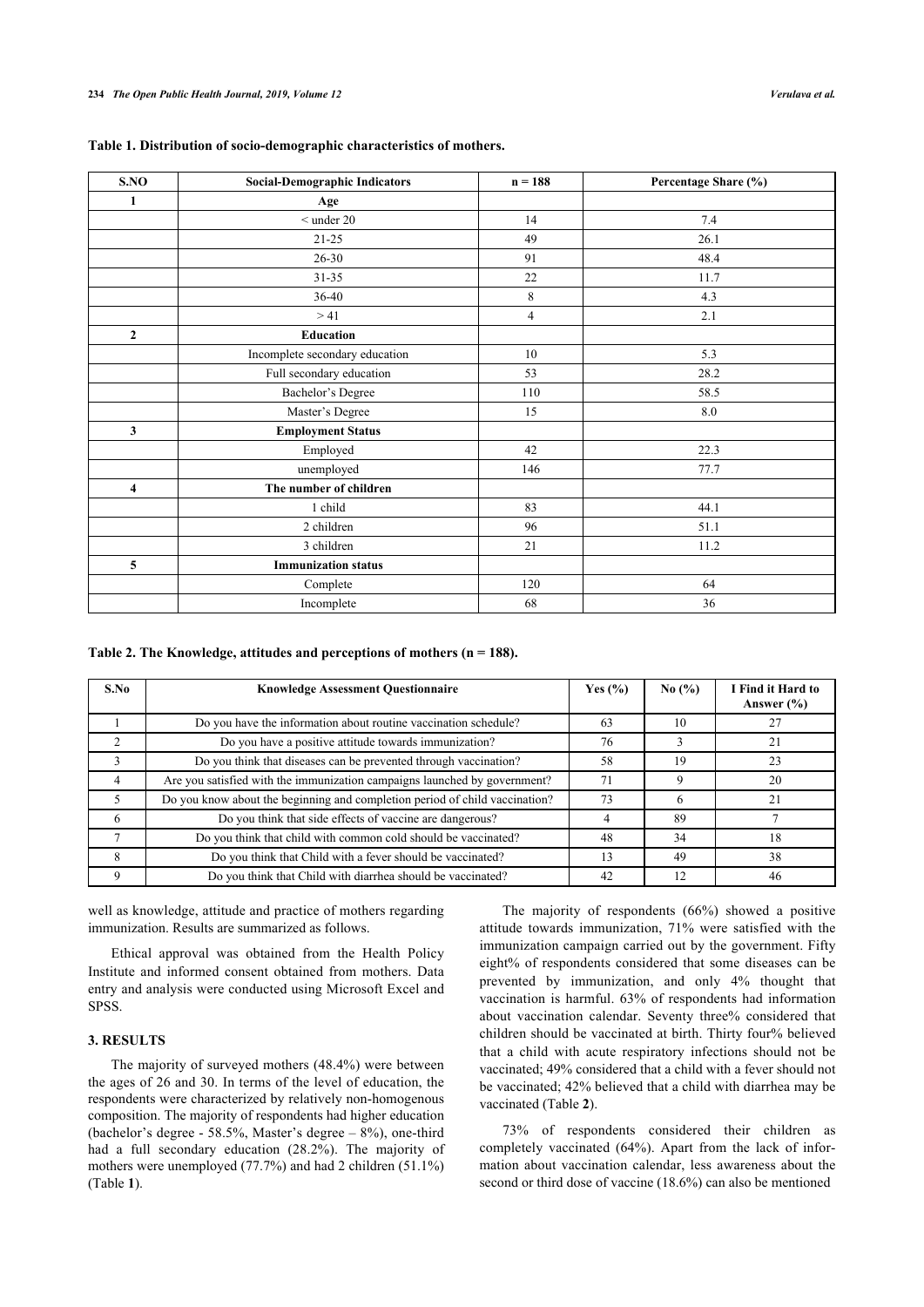**Table 1. Distribution of socio-demographic characteristics of mothers.**

| S.NO | Social-Demographic Indicators | n = 188 | Percentage Share (%) |
|---|---|---|---|
| 1 | Age | | |
| | < under 20 | 14 | 7.4 |
| | 21-25 | 49 | 26.1 |
| | 26-30 | 91 | 48.4 |
| | 31-35 | 22 | 11.7 |
| | 36-40 | 8 | 4.3 |
| | > 41 | 4 | 2.1 |
| 2 | Education | | |
| | Incomplete secondary education | 10 | 5.3 |
| | Full secondary education | 53 | 28.2 |
| | Bachelor's Degree | 110 | 58.5 |
| | Master's Degree | 15 | 8.0 |
| 3 | Employment Status | | |
| | Employed | 42 | 22.3 |
| | unemployed | 146 | 77.7 |
| 4 | The number of children | | |
| | 1 child | 83 | 44.1 |
| | 2 children | 96 | 51.1 |
| | 3 children | 21 | 11.2 |
| 5 | Immunization status | | |
| | Complete | 120 | 64 |
| | Incomplete | 68 | 36 |

**Table 2. The Knowledge, attitudes and perceptions of mothers (n = 188).**

| S.No | Knowledge Assessment Questionnaire | Yes (%) | No (%) | I Find it Hard to Answer (%) |
|---|---|---|---|---|
| 1 | Do you have the information about routine vaccination schedule? | 63 | 10 | 27 |
| 2 | Do you have a positive attitude towards immunization? | 76 | 3 | 21 |
| 3 | Do you think that diseases can be prevented through vaccination? | 58 | 19 | 23 |
| 4 | Are you satisfied with the immunization campaigns launched by government? | 71 | 9 | 20 |
| 5 | Do you know about the beginning and completion period of child vaccination? | 73 | 6 | 21 |
| 6 | Do you think that side effects of vaccine are dangerous? | 4 | 89 | 7 |
| 7 | Do you think that child with common cold should be vaccinated? | 48 | 34 | 18 |
| 8 | Do you think that Child with a fever should be vaccinated? | 13 | 49 | 38 |
| 9 | Do you think that Child with diarrhea should be vaccinated? | 42 | 12 | 46 |

well as knowledge, attitude and practice of mothers regarding immunization. Results are summarized as follows.

Ethical approval was obtained from the Health Policy Institute and informed consent obtained from mothers. Data entry and analysis were conducted using Microsoft Excel and SPSS.

## 3. RESULTS

The majority of surveyed mothers (48.4%) were between the ages of 26 and 30. In terms of the level of education, the respondents were characterized by relatively non-homogenous composition. The majority of respondents had higher education (bachelor's degree - 58.5%, Master's degree – 8%), one-third had a full secondary education (28.2%). The majority of mothers were unemployed (77.7%) and had 2 children (51.1%) (Table **1**).

The majority of respondents (66%) showed a positive attitude towards immunization, 71% were satisfied with the immunization campaign carried out by the government. Fifty eight% of respondents considered that some diseases can be prevented by immunization, and only 4% thought that vaccination is harmful. 63% of respondents had information about vaccination calendar. Seventy three% considered that children should be vaccinated at birth. Thirty four% believed that a child with acute respiratory infections should not be vaccinated; 49% considered that a child with a fever should not be vaccinated; 42% believed that a child with diarrhea may be vaccinated (Table **2**).

73% of respondents considered their children as completely vaccinated (64%). Apart from the lack of information about vaccination calendar, less awareness about the second or third dose of vaccine (18.6%) can also be mentioned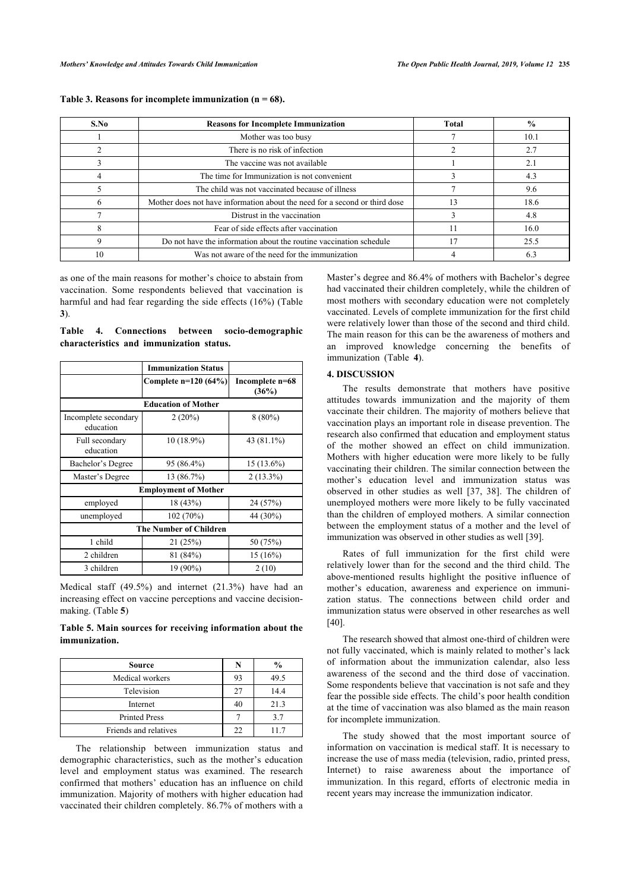**Table 3. Reasons for incomplete immunization (n = 68).**

| S.No | Reasons for Incomplete Immunization | Total | % |
|---|---|---|---|
| 1 | Mother was too busy | 7 | 10.1 |
| 2 | There is no risk of infection | 2 | 2.7 |
| 3 | The vaccine was not available | 1 | 2.1 |
| 4 | The time for Immunization is not convenient | 3 | 4.3 |
| 5 | The child was not vaccinated because of illness | 7 | 9.6 |
| 6 | Mother does not have information about the need for a second or third dose | 13 | 18.6 |
| 7 | Distrust in the vaccination | 3 | 4.8 |
| 8 | Fear of side effects after vaccination | 11 | 16.0 |
| 9 | Do not have the information about the routine vaccination schedule | 17 | 25.5 |
| 10 | Was not aware of the need for the immunization | 4 | 6.3 |

as one of the main reasons for mother's choice to abstain from vaccination. Some respondents believed that vaccination is harmful and had fear regarding the side effects (16%) (Table **3**).

**Table 4. Connections between socio-demographic characteristics and immunization status.**

| | Immunization Status | |
|---|---|---|
| | Complete n=120 (64%) | Incomplete n=68 (36%) |
| **Education of Mother** | | |
| Incomplete secondary education | 2 (20%) | 8 (80%) |
| Full secondary education | 10 (18.9%) | 43 (81.1%) |
| Bachelor's Degree | 95 (86.4%) | 15 (13.6%) |
| Master's Degree | 13 (86.7%) | 2 (13.3%) |
| **Employment of Mother** | | |
| employed | 18 (43%) | 24 (57%) |
| unemployed | 102 (70%) | 44 (30%) |
| **The Number of Children** | | |
| 1 child | 21 (25%) | 50 (75%) |
| 2 children | 81 (84%) | 15 (16%) |
| 3 children | 19 (90%) | 2 (10) |

Medical staff (49.5%) and internet (21.3%) have had an increasing effect on vaccine perceptions and vaccine decision-making. (Table **5**)

**Table 5. Main sources for receiving information about the immunization.**

| Source | N | % |
|---|---|---|
| Medical workers | 93 | 49.5 |
| Television | 27 | 14.4 |
| Internet | 40 | 21.3 |
| Printed Press | 7 | 3.7 |
| Friends and relatives | 22 | 11.7 |

The relationship between immunization status and demographic characteristics, such as the mother's education level and employment status was examined. The research confirmed that mothers' education has an influence on child immunization. Majority of mothers with higher education had vaccinated their children completely. 86.7% of mothers with a Master's degree and 86.4% of mothers with Bachelor's degree had vaccinated their children completely, while the children of most mothers with secondary education were not completely vaccinated. Levels of complete immunization for the first child were relatively lower than those of the second and third child. The main reason for this can be the awareness of mothers and an improved knowledge concerning the benefits of immunization (Table **4**).

## 4. DISCUSSION

The results demonstrate that mothers have positive attitudes towards immunization and the majority of them vaccinate their children. The majority of mothers believe that vaccination plays an important role in disease prevention. The research also confirmed that education and employment status of the mother showed an effect on child immunization. Mothers with higher education were more likely to be fully vaccinating their children. The similar connection between the mother's education level and immunization status was observed in other studies as well [37, 38]. The children of unemployed mothers were more likely to be fully vaccinated than the children of employed mothers. A similar connection between the employment status of a mother and the level of immunization was observed in other studies as well [39].

Rates of full immunization for the first child were relatively lower than for the second and the third child. The above-mentioned results highlight the positive influence of mother's education, awareness and experience on immunization status. The connections between child order and immunization status were observed in other researches as well [40].

The research showed that almost one-third of children were not fully vaccinated, which is mainly related to mother's lack of information about the immunization calendar, also less awareness of the second and the third dose of vaccination. Some respondents believe that vaccination is not safe and they fear the possible side effects. The child's poor health condition at the time of vaccination was also blamed as the main reason for incomplete immunization.

The study showed that the most important source of information on vaccination is medical staff. It is necessary to increase the use of mass media (television, radio, printed press, Internet) to raise awareness about the importance of immunization. In this regard, efforts of electronic media in recent years may increase the immunization indicator.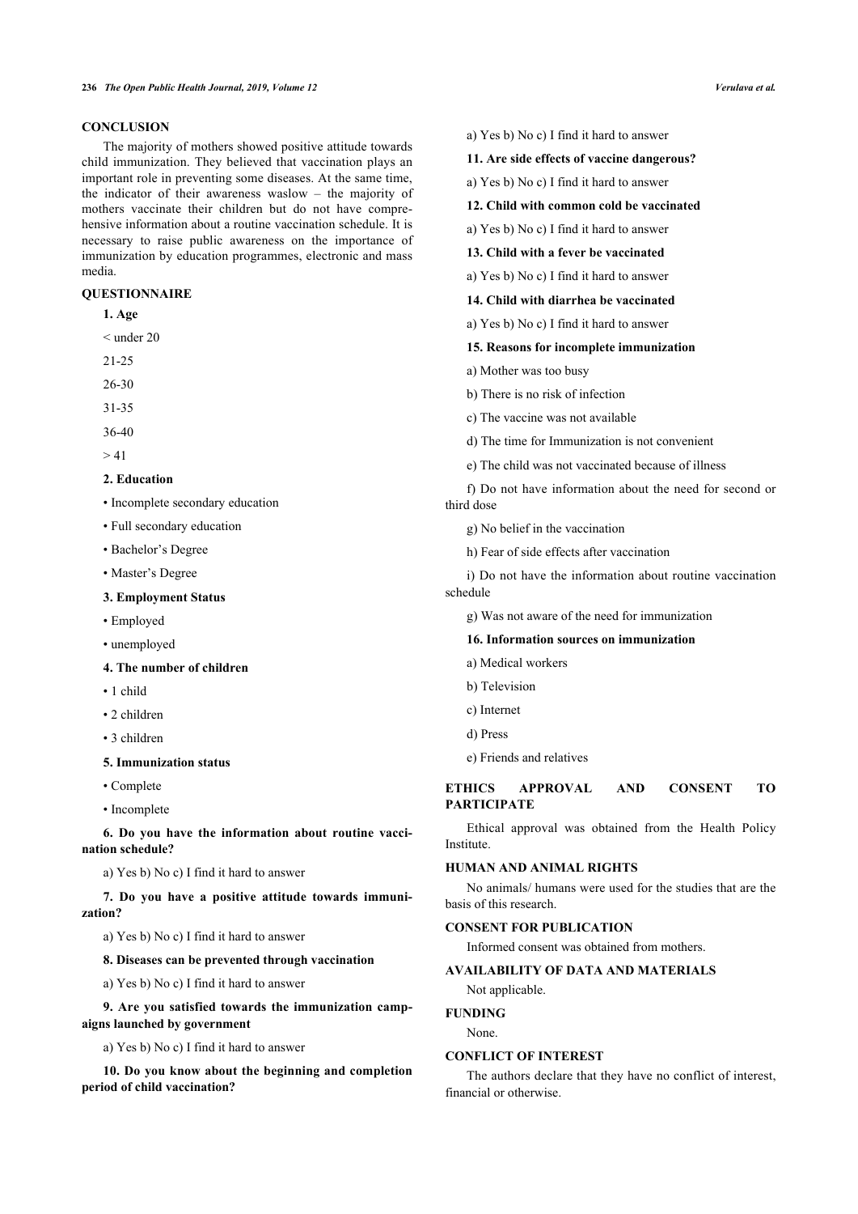## CONCLUSION

The majority of mothers showed positive attitude towards child immunization. They believed that vaccination plays an important role in preventing some diseases. At the same time, the indicator of their awareness waslow – the majority of mothers vaccinate their children but do not have comprehensive information about a routine vaccination schedule. It is necessary to raise public awareness on the importance of immunization by education programmes, electronic and mass media.

## QUESTIONNAIRE

**1. Age**

< under 20

21-25

26-30

31-35

36-40

> 41

**2. Education**

- Incomplete secondary education
- Full secondary education
- Bachelor's Degree
- Master's Degree

**3. Employment Status**

- Employed
- unemployed

**4. The number of children**

- 1 child
- 2 children
- 3 children

**5. Immunization status**

- Complete
- Incomplete

**6. Do you have the information about routine vaccination schedule?**

a) Yes b) No c) I find it hard to answer

**7. Do you have a positive attitude towards immunization?**

a) Yes b) No c) I find it hard to answer

**8. Diseases can be prevented through vaccination**

a) Yes b) No c) I find it hard to answer

**9. Are you satisfied towards the immunization campaigns launched by government**

a) Yes b) No c) I find it hard to answer

**10. Do you know about the beginning and completion period of child vaccination?**

a) Yes b) No c) I find it hard to answer

**11. Are side effects of vaccine dangerous?**

a) Yes b) No c) I find it hard to answer

**12. Child with common cold be vaccinated**

a) Yes b) No c) I find it hard to answer

**13. Child with a fever be vaccinated**

a) Yes b) No c) I find it hard to answer

**14. Child with diarrhea be vaccinated**

a) Yes b) No c) I find it hard to answer

**15. Reasons for incomplete immunization**

a) Mother was too busy

b) There is no risk of infection

c) The vaccine was not available

d) The time for Immunization is not convenient

e) The child was not vaccinated because of illness

f) Do not have information about the need for second or third dose

g) No belief in the vaccination

h) Fear of side effects after vaccination

i) Do not have the information about routine vaccination schedule

g) Was not aware of the need for immunization

**16. Information sources on immunization**

a) Medical workers

b) Television

c) Internet

d) Press

e) Friends and relatives

## ETHICS APPROVAL AND CONSENT TO PARTICIPATE

Ethical approval was obtained from the Health Policy Institute.

## HUMAN AND ANIMAL RIGHTS

No animals/ humans were used for the studies that are the basis of this research.

## CONSENT FOR PUBLICATION

Informed consent was obtained from mothers.

## AVAILABILITY OF DATA AND MATERIALS

Not applicable.

## FUNDING

None.

## CONFLICT OF INTEREST

The authors declare that they have no conflict of interest, financial or otherwise.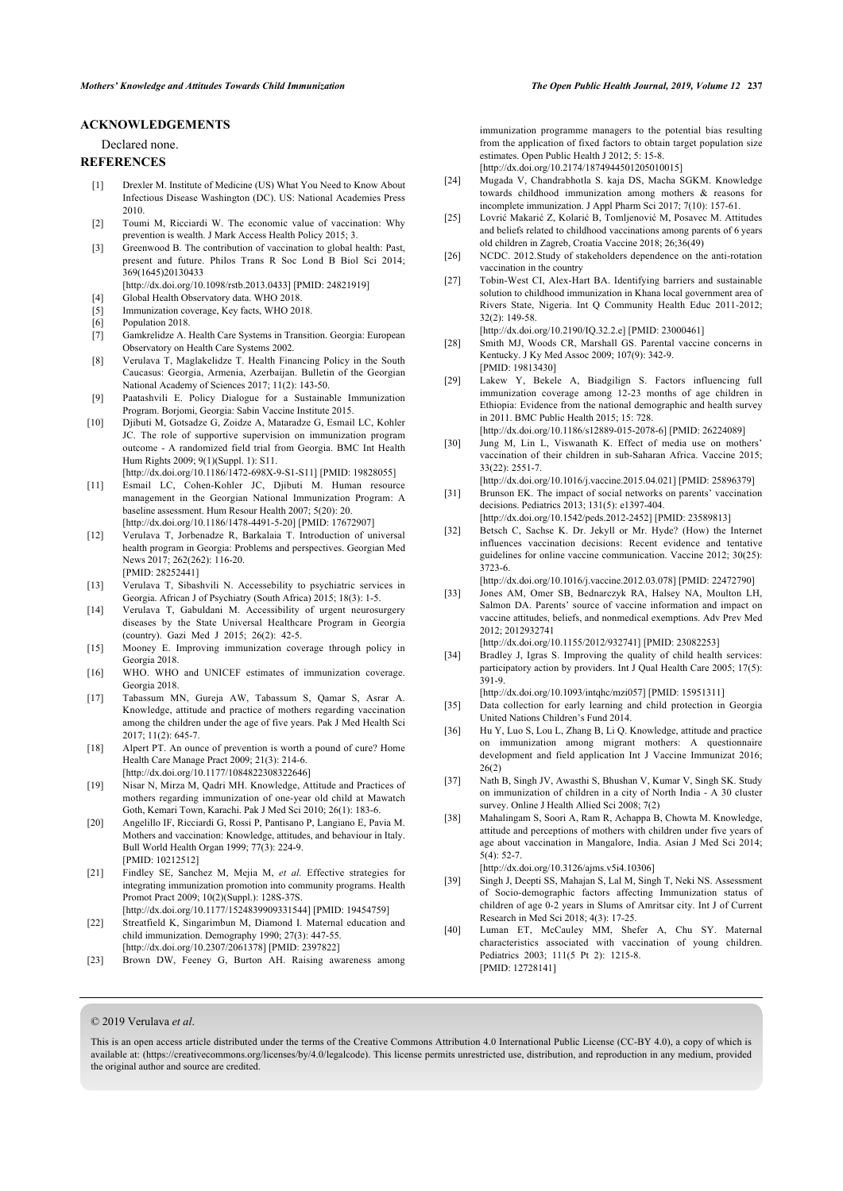## ACKNOWLEDGEMENTS

Declared none.

## REFERENCES

[1] Drexler M. Institute of Medicine (US) What You Need to Know About Infectious Disease Washington (DC). US: National Academies Press 2010.

[2] Toumi M, Ricciardi W. The economic value of vaccination: Why prevention is wealth. J Mark Access Health Policy 2015; 3.

[3] Greenwood B. The contribution of vaccination to global health: Past, present and future. Philos Trans R Soc Lond B Biol Sci 2014; 369(1645)20130433
[http://dx.doi.org/10.1098/rstb.2013.0433] [PMID: 24821919]

[4] Global Health Observatory data. WHO 2018.

[5] Immunization coverage, Key facts, WHO 2018.

[6] Population 2018.

[7] Gamkrelidze A. Health Care Systems in Transition. Georgia: European Observatory on Health Care Systems 2002.

[8] Verulava T, Maglakelidze T. Health Financing Policy in the South Caucasus: Georgia, Armenia, Azerbaijan. Bulletin of the Georgian National Academy of Sciences 2017; 11(2): 143-50.

[9] Paatashvili E. Policy Dialogue for a Sustainable Immunization Program. Borjomi, Georgia: Sabin Vaccine Institute 2015.

[10] Djibuti M, Gotsadze G, Zoidze A, Mataradze G, Esmail LC, Kohler JC. The role of supportive supervision on immunization program outcome - A randomized field trial from Georgia. BMC Int Health Hum Rights 2009; 9(1)(Suppl. 1): S11.
[http://dx.doi.org/10.1186/1472-698X-9-S1-S11] [PMID: 19828055]

[11] Esmail LC, Cohen-Kohler JC, Djibuti M. Human resource management in the Georgian National Immunization Program: A baseline assessment. Hum Resour Health 2007; 5(20): 20.
[http://dx.doi.org/10.1186/1478-4491-5-20] [PMID: 17672907]

[12] Verulava T, Jorbenadze R, Barkalaia T. Introduction of universal health program in Georgia: Problems and perspectives. Georgian Med News 2017; 262(262): 116-20.
[PMID: 28252441]

[13] Verulava T, Sibashvili N. Accessebility to psychiatric services in Georgia. African J of Psychiatry (South Africa) 2015; 18(3): 1-5.

[14] Verulava T, Gabuldani M. Accessibility of urgent neurosurgery diseases by the State Universal Healthcare Program in Georgia (country). Gazi Med J 2015; 26(2): 42-5.

[15] Mooney E. Improving immunization coverage through policy in Georgia 2018.

[16] WHO. WHO and UNICEF estimates of immunization coverage. Georgia 2018.

[17] Tabassum MN, Gureja AW, Tabassum S, Qamar S, Asrar A. Knowledge, attitude and practice of mothers regarding vaccination among the children under the age of five years. Pak J Med Health Sci 2017; 11(2): 645-7.

[18] Alpert PT. An ounce of prevention is worth a pound of cure? Home Health Care Manage Pract 2009; 21(3): 214-6.
[http://dx.doi.org/10.1177/1084822308322646]

[19] Nisar N, Mirza M, Qadri MH. Knowledge, Attitude and Practices of mothers regarding immunization of one-year old child at Mawatch Goth, Kemari Town, Karachi. Pak J Med Sci 2010; 26(1): 183-6.

[20] Angelillo IF, Ricciardi G, Rossi P, Pantisano P, Langiano E, Pavia M. Mothers and vaccination: Knowledge, attitudes, and behaviour in Italy. Bull World Health Organ 1999; 77(3): 224-9.
[PMID: 10212512]

[21] Findley SE, Sanchez M, Mejia M, *et al.* Effective strategies for integrating immunization promotion into community programs. Health Promot Pract 2009; 10(2)(Suppl.): 128S-37S.
[http://dx.doi.org/10.1177/1524839909331544] [PMID: 19454759]

[22] Streatfield K, Singarimbun M, Diamond I. Maternal education and child immunization. Demography 1990; 27(3): 447-55.
[http://dx.doi.org/10.2307/2061378] [PMID: 2397822]

[23] Brown DW, Feeney G, Burton AH. Raising awareness among immunization programme managers to the potential bias resulting from the application of fixed factors to obtain target population size estimates. Open Public Health J 2012; 5: 15-8.
[http://dx.doi.org/10.2174/1874944501205010015]

[24] Mugada V, Chandrabhotla S. kaja DS, Macha SGKM. Knowledge towards childhood immunization among mothers & reasons for incomplete immunization. J Appl Pharm Sci 2017; 7(10): 157-61.

[25] Lovrić Makarić Z, Kolarić B, Tomljenović M, Posavec M. Attitudes and beliefs related to childhood vaccinations among parents of 6 years old children in Zagreb, Croatia Vaccine 2018; 26;36(49)

[26] NCDC. 2012.Study of stakeholders dependence on the anti-rotation vaccination in the country

[27] Tobin-West CI, Alex-Hart BA. Identifying barriers and sustainable solution to childhood immunization in Khana local government area of Rivers State, Nigeria. Int Q Community Health Educ 2011-2012; 32(2): 149-58.
[http://dx.doi.org/10.2190/IQ.32.2.e] [PMID: 23000461]

[28] Smith MJ, Woods CR, Marshall GS. Parental vaccine concerns in Kentucky. J Ky Med Assoc 2009; 107(9): 342-9.
[PMID: 19813430]

[29] Lakew Y, Bekele A, Biadgilign S. Factors influencing full immunization coverage among 12-23 months of age children in Ethiopia: Evidence from the national demographic and health survey in 2011. BMC Public Health 2015; 15: 728.
[http://dx.doi.org/10.1186/s12889-015-2078-6] [PMID: 26224089]

[30] Jung M, Lin L, Viswanath K. Effect of media use on mothers' vaccination of their children in sub-Saharan Africa. Vaccine 2015; 33(22): 2551-7.
[http://dx.doi.org/10.1016/j.vaccine.2015.04.021] [PMID: 25896379]

[31] Brunson EK. The impact of social networks on parents' vaccination decisions. Pediatrics 2013; 131(5): e1397-404.
[http://dx.doi.org/10.1542/peds.2012-2452] [PMID: 23589813]

[32] Betsch C, Sachse K. Dr. Jekyll or Mr. Hyde? (How) the Internet influences vaccination decisions: Recent evidence and tentative guidelines for online vaccine communication. Vaccine 2012; 30(25): 3723-6.
[http://dx.doi.org/10.1016/j.vaccine.2012.03.078] [PMID: 22472790]

[33] Jones AM, Omer SB, Bednarczyk RA, Halsey NA, Moulton LH, Salmon DA. Parents' source of vaccine information and impact on vaccine attitudes, beliefs, and nonmedical exemptions. Adv Prev Med 2012; 2012932741
[http://dx.doi.org/10.1155/2012/932741] [PMID: 23082253]

[34] Bradley J, Igras S. Improving the quality of child health services: participatory action by providers. Int J Qual Health Care 2005; 17(5): 391-9.
[http://dx.doi.org/10.1093/intqhc/mzi057] [PMID: 15951311]

[35] Data collection for early learning and child protection in Georgia United Nations Children's Fund 2014.

[36] Hu Y, Luo S, Lou L, Zhang B, Li Q. Knowledge, attitude and practice on immunization among migrant mothers: A questionnaire development and field application Int J Vaccine Immunizat 2016; 26(2)

[37] Nath B, Singh JV, Awasthi S, Bhushan V, Kumar V, Singh SK. Study on immunization of children in a city of North India - A 30 cluster survey. Online J Health Allied Sci 2008; 7(2)

[38] Mahalingam S, Soori A, Ram R, Achappa B, Chowta M. Knowledge, attitude and perceptions of mothers with children under five years of age about vaccination in Mangalore, India. Asian J Med Sci 2014; 5(4): 52-7.
[http://dx.doi.org/10.3126/ajms.v5i4.10306]

[39] Singh J, Deepti SS, Mahajan S, Lal M, Singh T, Neki NS. Assessment of Socio-demographic factors affecting Immunization status of children of age 0-2 years in Slums of Amritsar city. Int J of Current Research in Med Sci 2018; 4(3): 17-25.

[40] Luman ET, McCauley MM, Shefer A, Chu SY. Maternal characteristics associated with vaccination of young children. Pediatrics 2003; 111(5 Pt 2): 1215-8.
[PMID: 12728141]

© 2019 Verulava *et al*.

This is an open access article distributed under the terms of the Creative Commons Attribution 4.0 International Public License (CC-BY 4.0), a copy of which is available at: (https://creativecommons.org/licenses/by/4.0/legalcode). This license permits unrestricted use, distribution, and reproduction in any medium, provided the original author and source are credited.